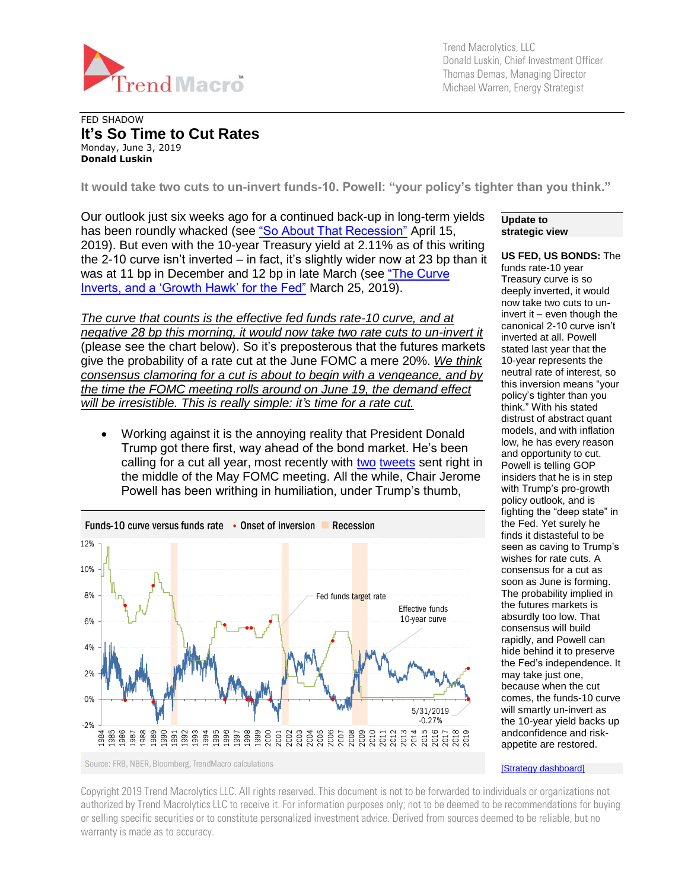Trend Macrolytics, LLC
Donald Luskin, Chief Investment Officer
Thomas Demas, Managing Director
Michael Warren, Energy Strategist

FED SHADOW

# It's So Time to Cut Rates

Monday, June 3, 2019
**Donald Luskin**

**It would take two cuts to un-invert funds-10. Powell: "your policy's tighter than you think."**

Our outlook just six weeks ago for a continued back-up in long-term yields has been roundly whacked (see "So About That Recession" April 15, 2019). But even with the 10-year Treasury yield at 2.11% as of this writing the 2-10 curve isn't inverted – in fact, it's slightly wider now at 23 bp than it was at 11 bp in December and 12 bp in late March (see "The Curve Inverts, and a 'Growth Hawk' for the Fed" March 25, 2019).

*The curve that counts is the effective fed funds rate-10 curve, and at negative 28 bp this morning, it would now take two rate cuts to un-invert it* (please see the chart below). So it's preposterous that the futures markets give the probability of a rate cut at the June FOMC a mere 20%. *We think consensus clamoring for a cut is about to begin with a vengeance, and by the time the FOMC meeting rolls around on June 19, the demand effect will be irresistible. This is really simple: it's time for a rate cut.*

- Working against it is the annoying reality that President Donald Trump got there first, way ahead of the bond market. He's been calling for a cut all year, most recently with two tweets sent right in the middle of the May FOMC meeting. All the while, Chair Jerome Powell has been writhing in humiliation, under Trump's thumb,

Funds-10 curve versus funds rate • Onset of inversion ■ Recession

Source: FRB, NBER, Bloomberg, TrendMacro calculations

**Update to strategic view**

**US FED, US BONDS:** The funds rate-10 year Treasury curve is so deeply inverted, it would now take two cuts to un-invert it – even though the canonical 2-10 curve isn't inverted at all. Powell stated last year that the 10-year represents the neutral rate of interest, so this inversion means "your policy's tighter than you think." With his stated distrust of abstract quant models, and with inflation low, he has every reason and opportunity to cut. Powell is telling GOP insiders that he is in step with Trump's pro-growth policy outlook, and is fighting the "deep state" in the Fed. Yet surely he finds it distasteful to be seen as caving to Trump's wishes for rate cuts. A consensus for a cut as soon as June is forming. The probability implied in the futures markets is absurdly too low. That consensus will build rapidly, and Powell can hide behind it to preserve the Fed's independence. It may take just one, because when the cut comes, the funds-10 curve will smartly un-invert as the 10-year yield backs up andconfidence and risk-appetite are restored.

[Strategy dashboard]

Copyright 2019 Trend Macrolytics LLC. All rights reserved. This document is not to be forwarded to individuals or organizations not authorized by Trend Macrolytics LLC to receive it. For information purposes only; not to be deemed to be recommendations for buying or selling specific securities or to constitute personalized investment advice. Derived from sources deemed to be reliable, but no warranty is made as to accuracy.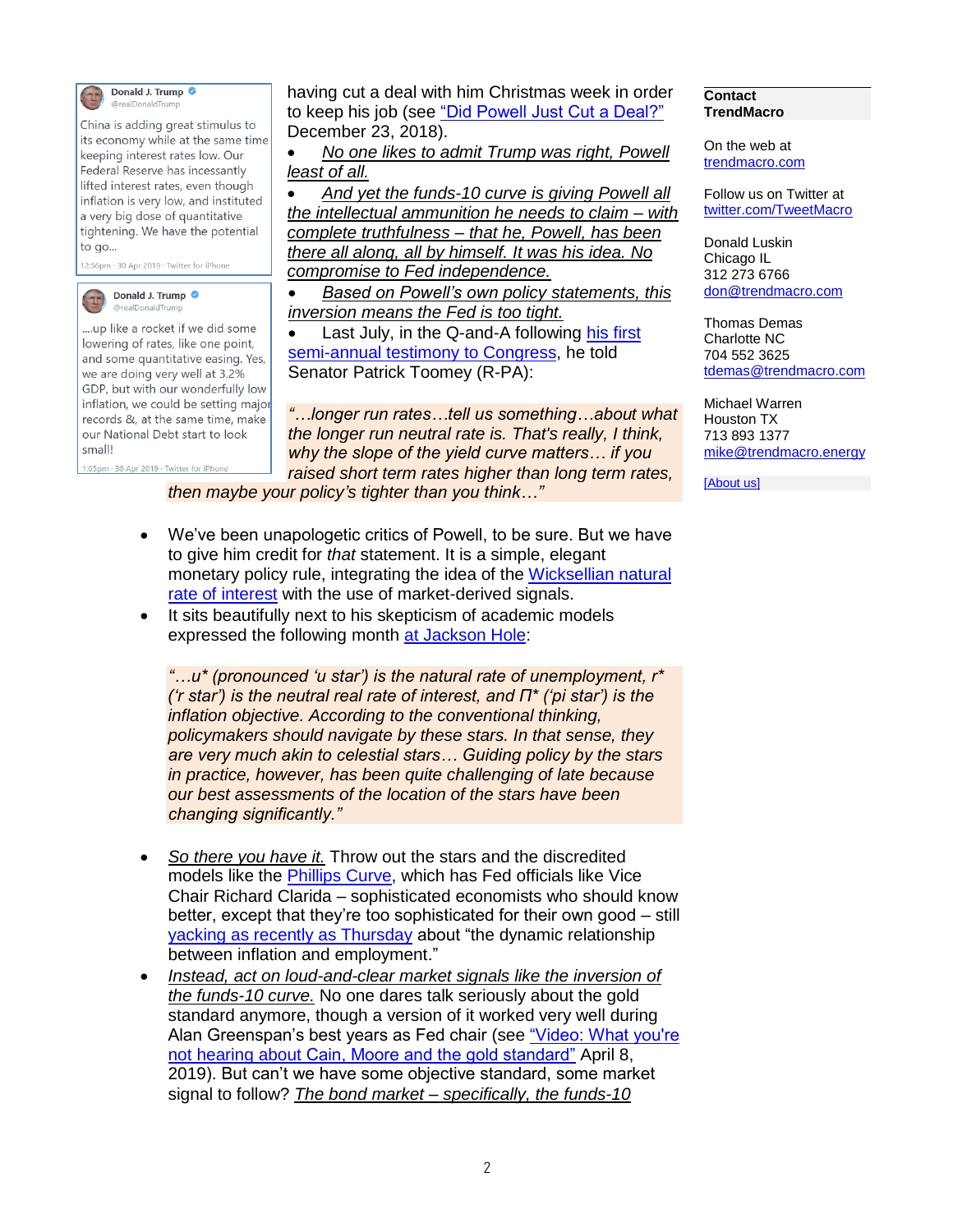Donald J. Trump @realDonaldTrump

China is adding great stimulus to its economy while at the same time keeping interest rates low. Our Federal Reserve has incessantly lifted interest rates, even though inflation is very low, and instituted a very big dose of quantitative tightening. We have the potential to go...

12:56pm · 30 Apr 2019 · Twitter for iPhone

Donald J. Trump @realDonaldTrump

....up like a rocket if we did some lowering of rates, like one point, and some quantitative easing. Yes, we are doing very well at 3.2% GDP, but with our wonderfully low inflation, we could be setting major records &, at the same time, make our National Debt start to look small!

1:05pm · 30 Apr 2019 · Twitter for iPhone

having cut a deal with him Christmas week in order to keep his job (see "Did Powell Just Cut a Deal?" December 23, 2018).

- *No one likes to admit Trump was right, Powell least of all.*
- *And yet the funds-10 curve is giving Powell all the intellectual ammunition he needs to claim – with complete truthfulness – that he, Powell, has been there all along, all by himself. It was his idea. No compromise to Fed independence.*
- *Based on Powell's own policy statements, this inversion means the Fed is too tight.*
- Last July, in the Q-and-A following his first semi-annual testimony to Congress, he told Senator Patrick Toomey (R-PA):

> *"…longer run rates…tell us something…about what the longer run neutral rate is. That's really, I think, why the slope of the yield curve matters… if you raised short term rates higher than long term rates, then maybe your policy's tighter than you think…"*

- We've been unapologetic critics of Powell, to be sure. But we have to give him credit for *that* statement. It is a simple, elegant monetary policy rule, integrating the idea of the Wicksellian natural rate of interest with the use of market-derived signals.
- It sits beautifully next to his skepticism of academic models expressed the following month at Jackson Hole:

> *"…u* (pronounced 'u star') is the natural rate of unemployment, r* ('r star') is the neutral real rate of interest, and Π* ('pi star') is the inflation objective. According to the conventional thinking, policymakers should navigate by these stars. In that sense, they are very much akin to celestial stars… Guiding policy by the stars in practice, however, has been quite challenging of late because our best assessments of the location of the stars have been changing significantly."*

- *So there you have it.* Throw out the stars and the discredited models like the Phillips Curve, which has Fed officials like Vice Chair Richard Clarida – sophisticated economists who should know better, except that they're too sophisticated for their own good – still yacking as recently as Thursday about "the dynamic relationship between inflation and employment."
- *Instead, act on loud-and-clear market signals like the inversion of the funds-10 curve.* No one dares talk seriously about the gold standard anymore, though a version of it worked very well during Alan Greenspan's best years as Fed chair (see "Video: What you're not hearing about Cain, Moore and the gold standard" April 8, 2019). But can't we have some objective standard, some market signal to follow? *The bond market – specifically, the funds-10*

**Contact TrendMacro**

On the web at trendmacro.com

Follow us on Twitter at twitter.com/TweetMacro

Donald Luskin
Chicago IL
312 273 6766
don@trendmacro.com

Thomas Demas
Charlotte NC
704 552 3625
tdemas@trendmacro.com

Michael Warren
Houston TX
713 893 1377
mike@trendmacro.energy

[About us]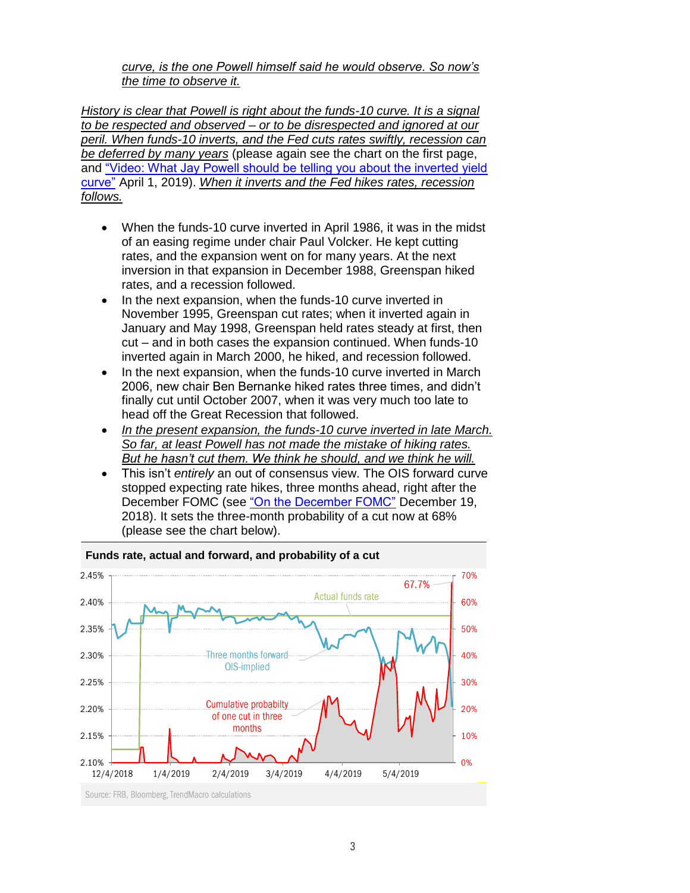*curve, is the one Powell himself said he would observe. So now's the time to observe it.*

*History is clear that Powell is right about the funds-10 curve. It is a signal to be respected and observed – or to be disrespected and ignored at our peril. When funds-10 inverts, and the Fed cuts rates swiftly, recession can be deferred by many years* (please again see the chart on the first page, and "Video: What Jay Powell should be telling you about the inverted yield curve" April 1, 2019). *When it inverts and the Fed hikes rates, recession follows.*

- When the funds-10 curve inverted in April 1986, it was in the midst of an easing regime under chair Paul Volcker. He kept cutting rates, and the expansion went on for many years. At the next inversion in that expansion in December 1988, Greenspan hiked rates, and a recession followed.
- In the next expansion, when the funds-10 curve inverted in November 1995, Greenspan cut rates; when it inverted again in January and May 1998, Greenspan held rates steady at first, then cut – and in both cases the expansion continued. When funds-10 inverted again in March 2000, he hiked, and recession followed.
- In the next expansion, when the funds-10 curve inverted in March 2006, new chair Ben Bernanke hiked rates three times, and didn't finally cut until October 2007, when it was very much too late to head off the Great Recession that followed.
- *In the present expansion, the funds-10 curve inverted in late March. So far, at least Powell has not made the mistake of hiking rates. But he hasn't cut them. We think he should, and we think he will.*
- This isn't *entirely* an out of consensus view. The OIS forward curve stopped expecting rate hikes, three months ahead, right after the December FOMC (see "On the December FOMC" December 19, 2018). It sets the three-month probability of a cut now at 68% (please see the chart below).

**Funds rate, actual and forward, and probability of a cut**

Source: FRB, Bloomberg, TrendMacro calculations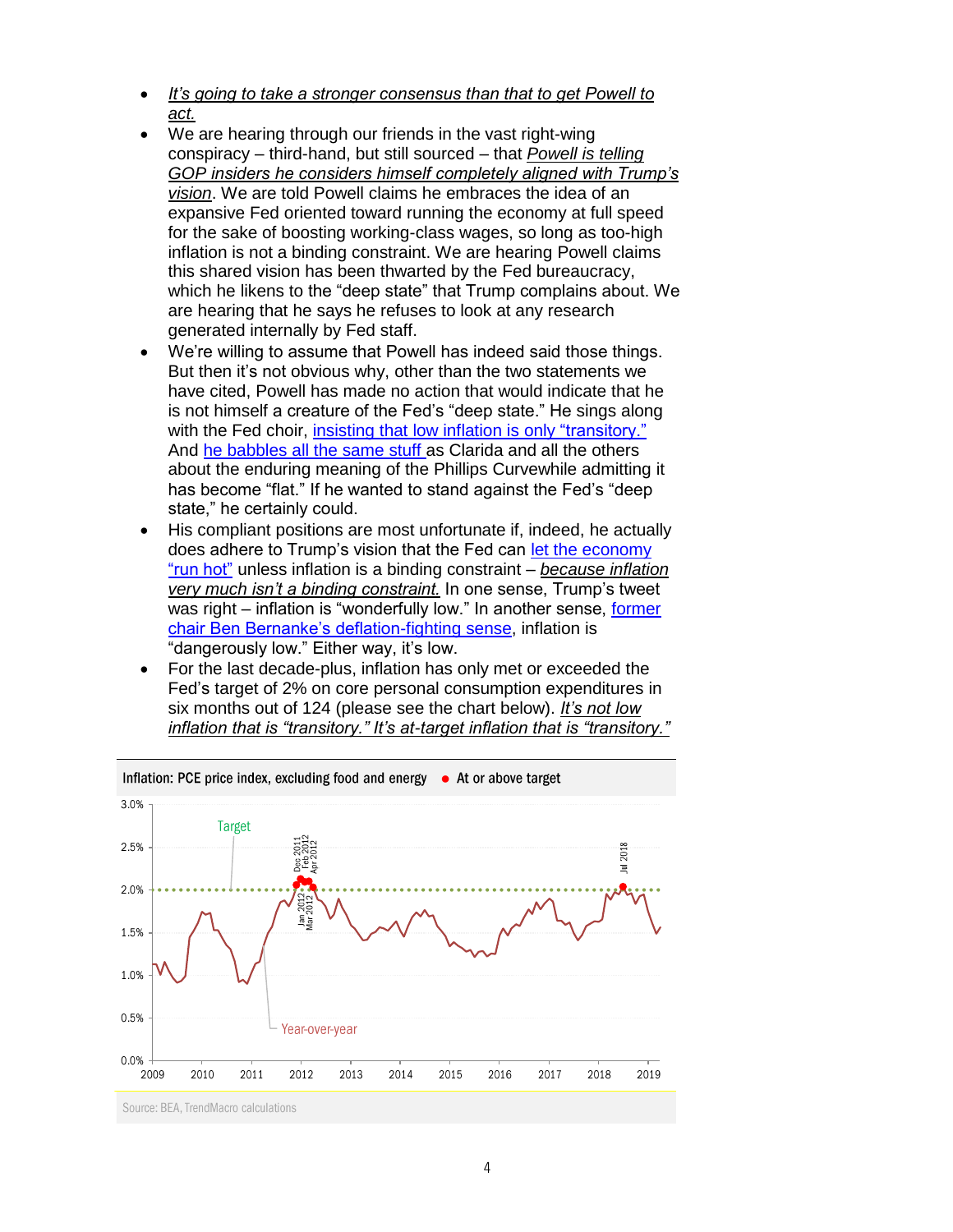- *It's going to take a stronger consensus than that to get Powell to act.*
- We are hearing through our friends in the vast right-wing conspiracy – third-hand, but still sourced – that *Powell is telling GOP insiders he considers himself completely aligned with Trump's vision*. We are told Powell claims he embraces the idea of an expansive Fed oriented toward running the economy at full speed for the sake of boosting working-class wages, so long as too-high inflation is not a binding constraint. We are hearing Powell claims this shared vision has been thwarted by the Fed bureaucracy, which he likens to the "deep state" that Trump complains about. We are hearing that he says he refuses to look at any research generated internally by Fed staff.
- We're willing to assume that Powell has indeed said those things. But then it's not obvious why, other than the two statements we have cited, Powell has made no action that would indicate that he is not himself a creature of the Fed's "deep state." He sings along with the Fed choir, insisting that low inflation is only "transitory." And he babbles all the same stuff as Clarida and all the others about the enduring meaning of the Phillips Curvewhile admitting it has become "flat." If he wanted to stand against the Fed's "deep state," he certainly could.
- His compliant positions are most unfortunate if, indeed, he actually does adhere to Trump's vision that the Fed can let the economy "run hot" unless inflation is a binding constraint – *because inflation very much isn't a binding constraint.* In one sense, Trump's tweet was right – inflation is "wonderfully low." In another sense, former chair Ben Bernanke's deflation-fighting sense, inflation is "dangerously low." Either way, it's low.
- For the last decade-plus, inflation has only met or exceeded the Fed's target of 2% on core personal consumption expenditures in six months out of 124 (please see the chart below). *It's not low inflation that is "transitory." It's at-target inflation that is "transitory."*

Inflation: PCE price index, excluding food and energy ● At or above target

Source: BEA, TrendMacro calculations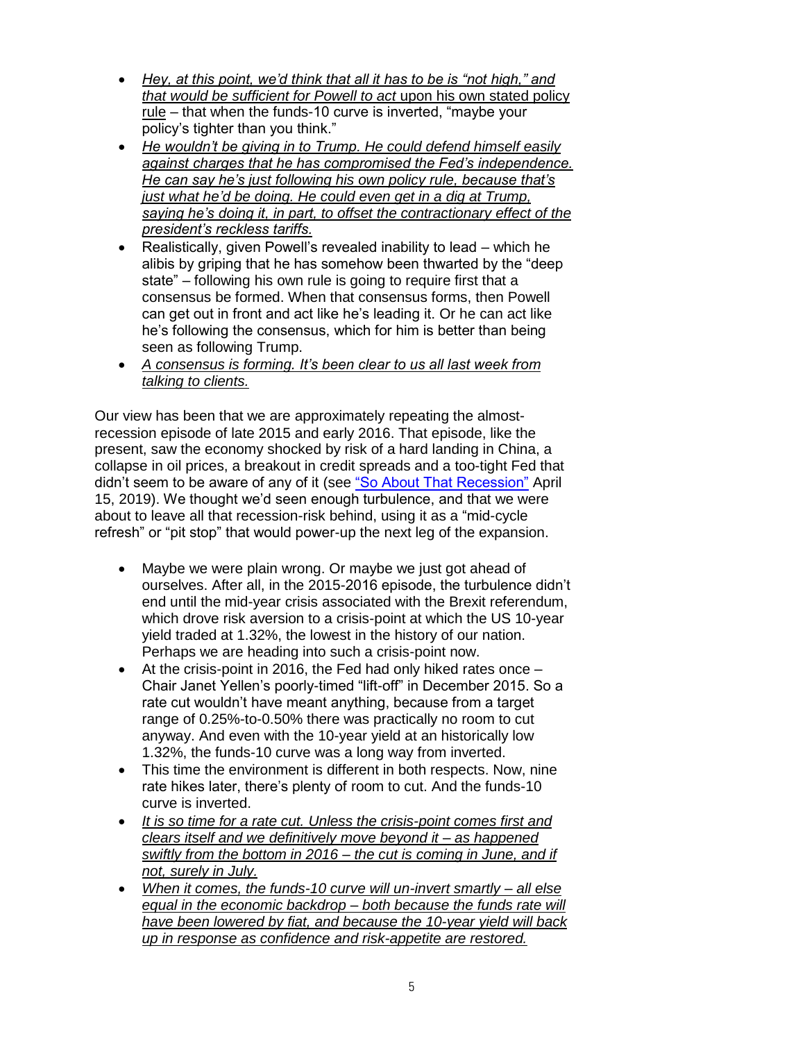- *Hey, at this point, we'd think that all it has to be is "not high," and that would be sufficient for Powell to act* upon his own stated policy rule – that when the funds-10 curve is inverted, "maybe your policy's tighter than you think."
- *He wouldn't be giving in to Trump. He could defend himself easily against charges that he has compromised the Fed's independence. He can say he's just following his own policy rule, because that's just what he'd be doing. He could even get in a dig at Trump, saying he's doing it, in part, to offset the contractionary effect of the president's reckless tariffs.*
- Realistically, given Powell's revealed inability to lead – which he alibis by griping that he has somehow been thwarted by the "deep state" – following his own rule is going to require first that a consensus be formed. When that consensus forms, then Powell can get out in front and act like he's leading it. Or he can act like he's following the consensus, which for him is better than being seen as following Trump.
- *A consensus is forming. It's been clear to us all last week from talking to clients.*

Our view has been that we are approximately repeating the almost-recession episode of late 2015 and early 2016. That episode, like the present, saw the economy shocked by risk of a hard landing in China, a collapse in oil prices, a breakout in credit spreads and a too-tight Fed that didn't seem to be aware of any of it (see "So About That Recession" April 15, 2019). We thought we'd seen enough turbulence, and that we were about to leave all that recession-risk behind, using it as a "mid-cycle refresh" or "pit stop" that would power-up the next leg of the expansion.

- Maybe we were plain wrong. Or maybe we just got ahead of ourselves. After all, in the 2015-2016 episode, the turbulence didn't end until the mid-year crisis associated with the Brexit referendum, which drove risk aversion to a crisis-point at which the US 10-year yield traded at 1.32%, the lowest in the history of our nation. Perhaps we are heading into such a crisis-point now.
- At the crisis-point in 2016, the Fed had only hiked rates once – Chair Janet Yellen's poorly-timed "lift-off" in December 2015. So a rate cut wouldn't have meant anything, because from a target range of 0.25%-to-0.50% there was practically no room to cut anyway. And even with the 10-year yield at an historically low 1.32%, the funds-10 curve was a long way from inverted.
- This time the environment is different in both respects. Now, nine rate hikes later, there's plenty of room to cut. And the funds-10 curve is inverted.
- *It is so time for a rate cut. Unless the crisis-point comes first and clears itself and we definitively move beyond it – as happened swiftly from the bottom in 2016 – the cut is coming in June, and if not, surely in July.*
- *When it comes, the funds-10 curve will un-invert smartly – all else equal in the economic backdrop – both because the funds rate will have been lowered by fiat, and because the 10-year yield will back up in response as confidence and risk-appetite are restored.*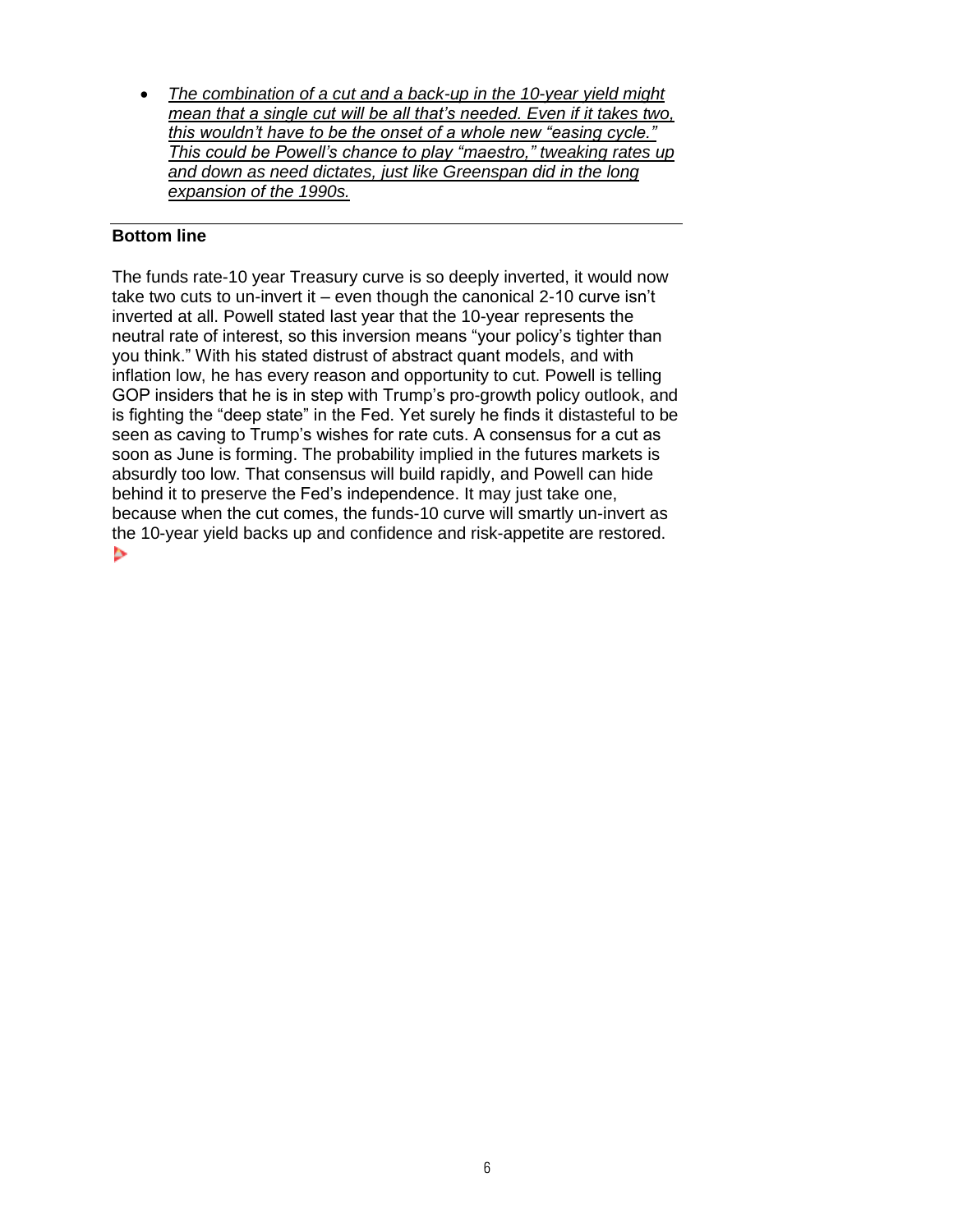- *The combination of a cut and a back-up in the 10-year yield might mean that a single cut will be all that's needed. Even if it takes two, this wouldn't have to be the onset of a whole new "easing cycle." This could be Powell's chance to play "maestro," tweaking rates up and down as need dictates, just like Greenspan did in the long expansion of the 1990s.*

---

**Bottom line**

The funds rate-10 year Treasury curve is so deeply inverted, it would now take two cuts to un-invert it – even though the canonical 2-10 curve isn't inverted at all. Powell stated last year that the 10-year represents the neutral rate of interest, so this inversion means "your policy's tighter than you think." With his stated distrust of abstract quant models, and with inflation low, he has every reason and opportunity to cut. Powell is telling GOP insiders that he is in step with Trump's pro-growth policy outlook, and is fighting the "deep state" in the Fed. Yet surely he finds it distasteful to be seen as caving to Trump's wishes for rate cuts. A consensus for a cut as soon as June is forming. The probability implied in the futures markets is absurdly too low. That consensus will build rapidly, and Powell can hide behind it to preserve the Fed's independence. It may just take one, because when the cut comes, the funds-10 curve will smartly un-invert as the 10-year yield backs up and confidence and risk-appetite are restored.